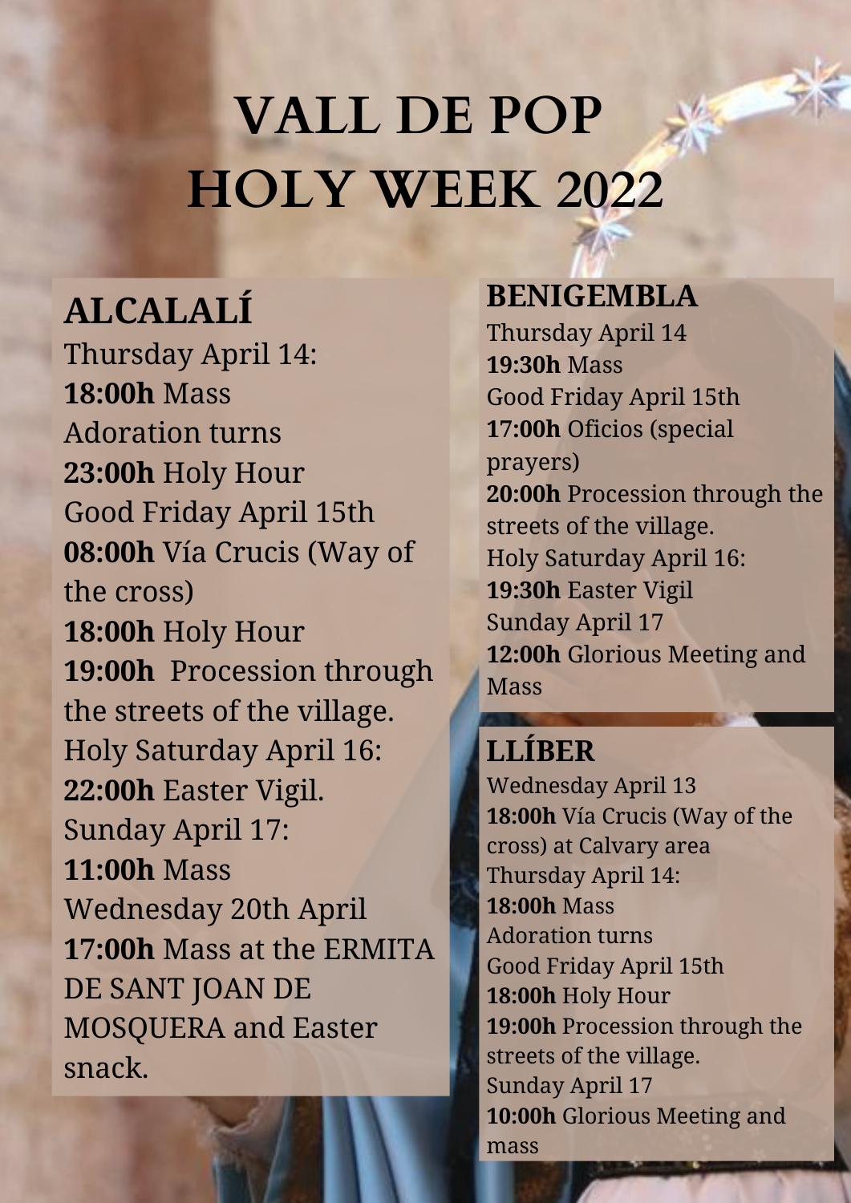# VALL DE POP
# HOLY WEEK 2022

## ALCALALÍ

Thursday April 14:
**18:00h** Mass
Adoration turns
**23:00h** Holy Hour
Good Friday April 15th
**08:00h** Vía Crucis (Way of the cross)
**18:00h** Holy Hour
**19:00h** Procession through the streets of the village.
Holy Saturday April 16:
**22:00h** Easter Vigil.
Sunday April 17:
**11:00h** Mass
Wednesday 20th April
**17:00h** Mass at the ERMITA DE SANT JOAN DE MOSQUERA and Easter snack.

## BENIGEMBLA

Thursday April 14
**19:30h** Mass
Good Friday April 15th
**17:00h** Oficios (special prayers)
**20:00h** Procession through the streets of the village.
Holy Saturday April 16:
**19:30h** Easter Vigil
Sunday April 17
**12:00h** Glorious Meeting and Mass

## LLÍBER

Wednesday April 13
**18:00h** Vía Crucis (Way of the cross) at Calvary area
Thursday April 14:
**18:00h** Mass
Adoration turns
Good Friday April 15th
**18:00h** Holy Hour
**19:00h** Procession through the streets of the village.
Sunday April 17
**10:00h** Glorious Meeting and mass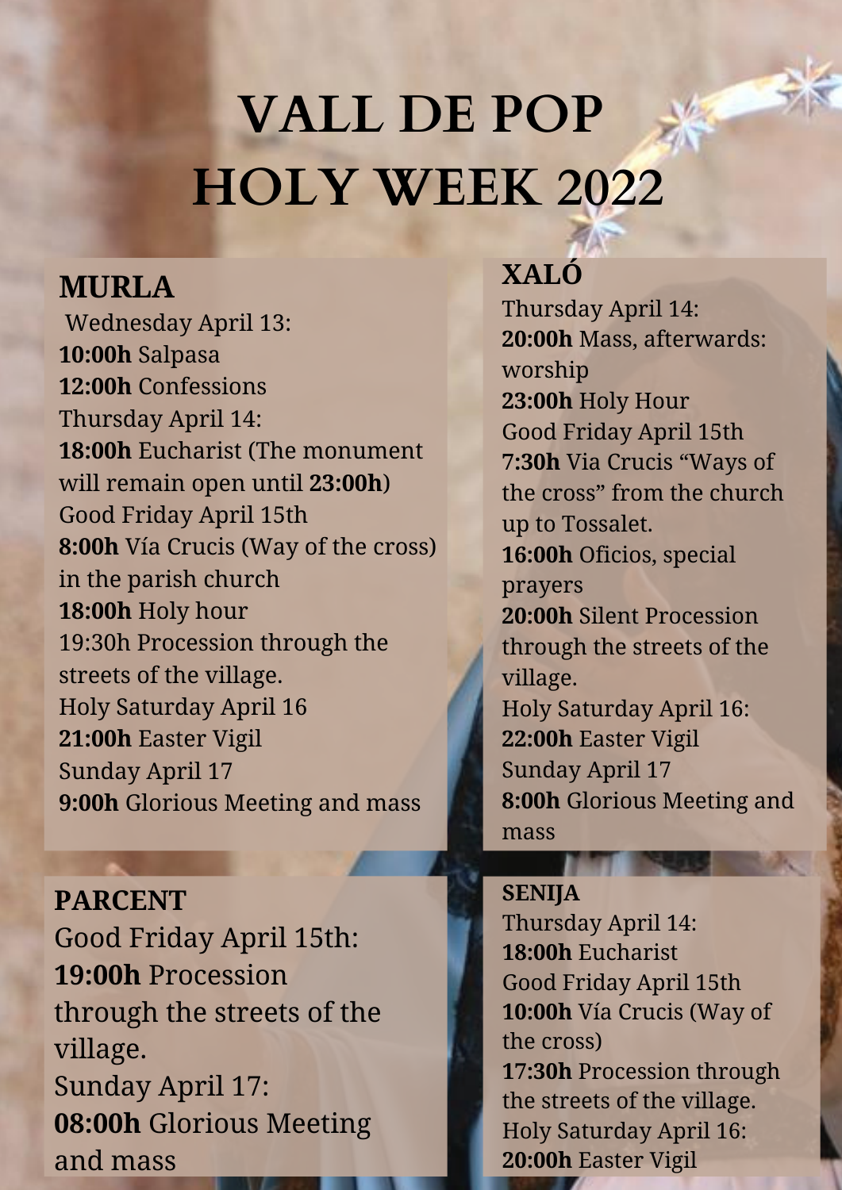# VALL DE POP HOLY WEEK 2022

## MURLA

Wednesday April 13:
**10:00h** Salpasa
**12:00h** Confessions
Thursday April 14:
**18:00h** Eucharist (The monument will remain open until **23:00h**)
Good Friday April 15th
**8:00h** Vía Crucis (Way of the cross) in the parish church
**18:00h** Holy hour
19:30h Procession through the streets of the village.
Holy Saturday April 16
**21:00h** Easter Vigil
Sunday April 17
**9:00h** Glorious Meeting and mass

## XALÓ

Thursday April 14:
**20:00h** Mass, afterwards: worship
**23:00h** Holy Hour
Good Friday April 15th
**7:30h** Via Crucis "Ways of the cross" from the church up to Tossalet.
**16:00h** Oficios, special prayers
**20:00h** Silent Procession through the streets of the village.
Holy Saturday April 16:
**22:00h** Easter Vigil
Sunday April 17
**8:00h** Glorious Meeting and mass

## PARCENT

Good Friday April 15th:
**19:00h** Procession through the streets of the village.
Sunday April 17:
**08:00h** Glorious Meeting and mass

## SENIJA

Thursday April 14:
**18:00h** Eucharist
Good Friday April 15th
**10:00h** Vía Crucis (Way of the cross)
**17:30h** Procession through the streets of the village.
Holy Saturday April 16:
**20:00h** Easter Vigil